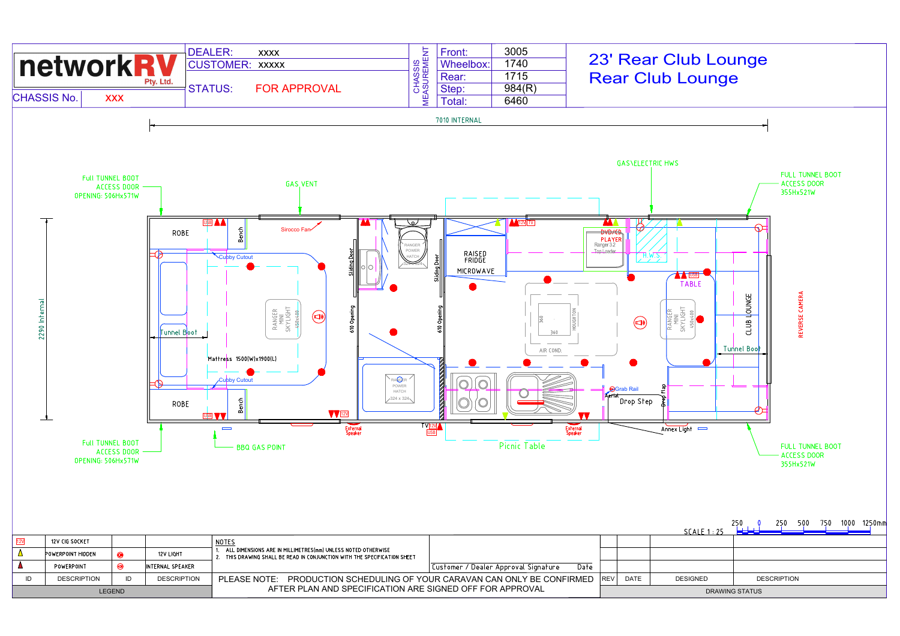# networkRV Pty. Ltd.

| | |
|---|---|
| DEALER: | xxxx |
| CUSTOMER: | xxxxx |
| STATUS: | FOR APPROVAL |
| CHASSIS No. | XXX |

**CHASSIS MEASUREMENT**

| | |
|---|---|
| Front: | 3005 |
| Wheelbox: | 1740 |
| Rear: | 1715 |
| Step: | 984(R) |
| Total: | 6460 |

## 23' Rear Club Lounge
## Rear Club Lounge

7010 INTERNAL

2290 Internal

Full TUNNEL BOOT ACCESS DOOR OPENING: 506Hx571W

GAS VENT

GAS\ELECTRIC HWS

FULL TUNNEL BOOT ACCESS DOOR 355Hx521W

ROBE

Bench

Sirocco Fan

Cubby Cutout

Tunnel Boot

RANGER MINI SKYLIGHT 450x400

Mattress 1500(W)x1900(L)

Sliding Door

610 Opening

RANGER POWER HATCH 324 x 324

RAISED FRIDGE

MICROWAVE

DVD/CD PLAYER Ranger 3.2 Top Loader

H.W.S.

TABLE

360

HOUGHTON

AIR COND.

CLUB LOUNGE

Tunnel Boot

REVERSE CAMERA

Grab Rail

Aerial

Drop Step

Drop Flap

Annex Light

External Speaker

BBQ GAS POINT

Picnic Table

SCALE 1 : 25

250 0 250 500 750 1000 1250mm

| ID | DESCRIPTION | ID | DESCRIPTION |
|---|---|---|---|
| 12V | 12V CIG SOCKET | | |
| | POWERPOINT HIDDEN | | 12V LIGHT |
| | POWERPOINT | | INTERNAL SPEAKER |

LEGEND

NOTES
1. ALL DIMENSIONS ARE IN MILLIMETRES(mm) UNLESS NOTED OTHERWISE
2. THIS DRAWING SHALL BE READ IN CONJUNCTION WITH THE SPECIFICATION SHEET

Customer / Dealer Approval Signature Date

PLEASE NOTE: PRODUCTION SCHEDULING OF YOUR CARAVAN CAN ONLY BE CONFIRMED AFTER PLAN AND SPECIFICATION ARE SIGNED OFF FOR APPROVAL

| REV | DATE | DESIGNED | DESCRIPTION |
|---|---|---|---|
| | | | |

DRAWING STATUS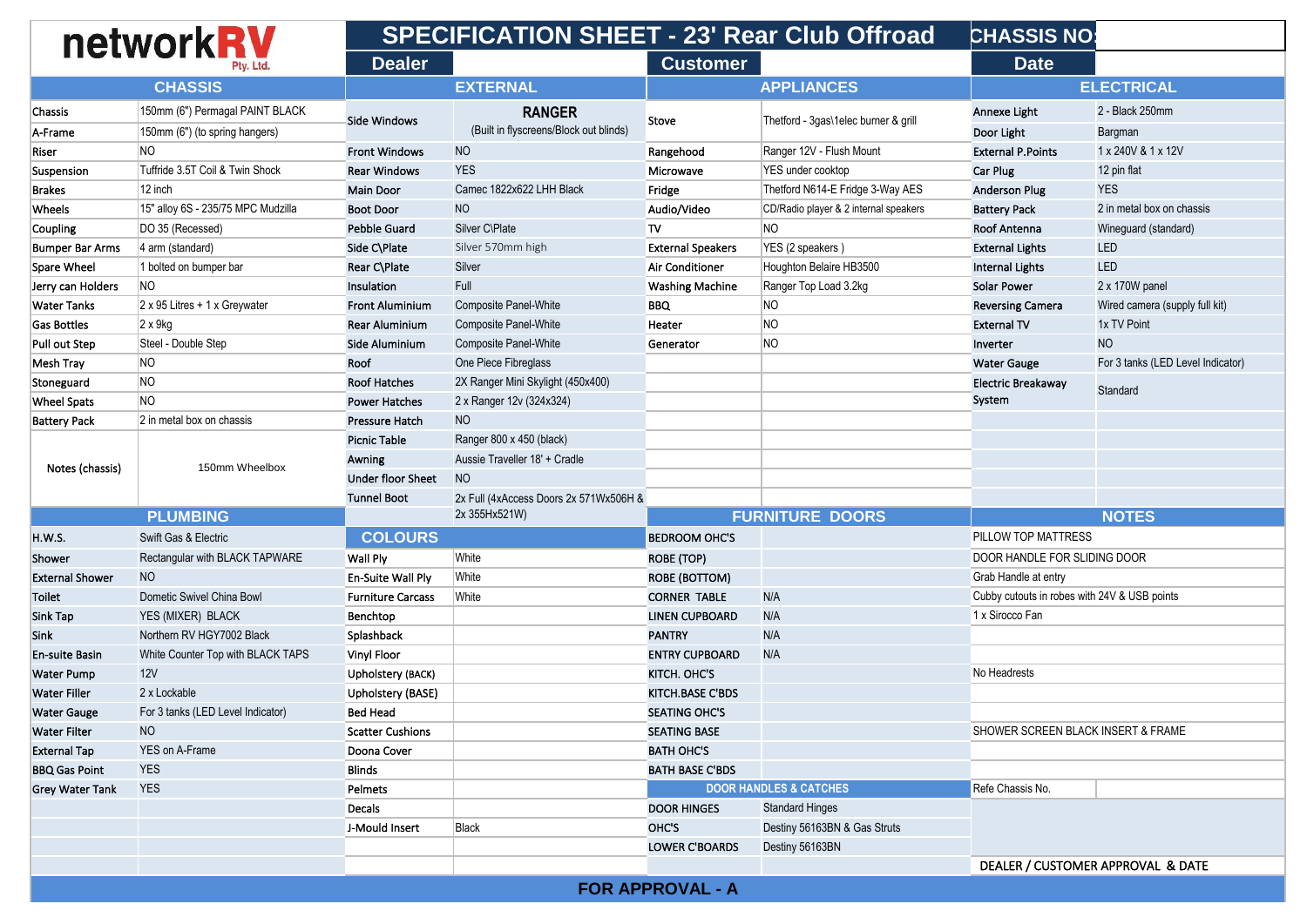networkRV Pty. Ltd.

# SPECIFICATION SHEET - 23' Rear Club Offroad

| CHASSIS NO: | |
|---|---|
| Dealer | |
| Customer | |
| Date | |

## CHASSIS

| | |
|---|---|
| Chassis | 150mm (6") Permagal PAINT BLACK |
| A-Frame | 150mm (6") (to spring hangers) |
| Riser | NO |
| Suspension | Tuffride 3.5T Coil & Twin Shock |
| Brakes | 12 inch |
| Wheels | 15" alloy 6S - 235/75 MPC Mudzilla |
| Coupling | DO 35 (Recessed) |
| Bumper Bar Arms | 4 arm (standard) |
| Spare Wheel | 1 bolted on bumper bar |
| Jerry can Holders | NO |
| Water Tanks | 2 x 95 Litres + 1 x Greywater |
| Gas Bottles | 2 x 9kg |
| Pull out Step | Steel - Double Step |
| Mesh Tray | NO |
| Stoneguard | NO |
| Wheel Spats | NO |
| Battery Pack | 2 in metal box on chassis |
| Notes (chassis) | 150mm Wheelbox |

## EXTERNAL

| | |
|---|---|
| Side Windows | RANGER (Built in flyscreens/Block out blinds) |
| Front Windows | NO |
| Rear Windows | YES |
| Main Door | Camec 1822x622 LHH Black |
| Boot Door | NO |
| Pebble Guard | Silver C\Plate |
| Side C\Plate | Silver 570mm high |
| Rear C\Plate | Silver |
| Insulation | Full |
| Front Aluminium | Composite Panel-White |
| Rear Aluminium | Composite Panel-White |
| Side Aluminium | Composite Panel-White |
| Roof | One Piece Fibreglass |
| Roof Hatches | 2X Ranger Mini Skylight (450x400) |
| Power Hatches | 2 x Ranger 12v (324x324) |
| Pressure Hatch | NO |
| Picnic Table | Ranger 800 x 450 (black) |
| Awning | Aussie Traveller 18' + Cradle |
| Under floor Sheet | NO |
| Tunnel Boot | 2x Full (4xAccess Doors 2x 571Wx506H & 2x 355Hx521W) |

## APPLIANCES

| | |
|---|---|
| Stove | Thetford - 3gas\1elec burner & grill |
| Rangehood | Ranger 12V - Flush Mount |
| Microwave | YES under cooktop |
| Fridge | Thetford N614-E Fridge 3-Way AES |
| Audio/Video | CD/Radio player & 2 internal speakers |
| TV | NO |
| External Speakers | YES (2 speakers ) |
| Air Conditioner | Houghton Belaire HB3500 |
| Washing Machine | Ranger Top Load 3.2kg |
| BBQ | NO |
| Heater | NO |
| Generator | NO |

## ELECTRICAL

| | |
|---|---|
| Annexe Light | 2 - Black 250mm |
| Door Light | Bargman |
| External P.Points | 1 x 240V & 1 x 12V |
| Car Plug | 12 pin flat |
| Anderson Plug | YES |
| Battery Pack | 2 in metal box on chassis |
| Roof Antenna | Wineguard (standard) |
| External Lights | LED |
| Internal Lights | LED |
| Solar Power | 2 x 170W panel |
| Reversing Camera | Wired camera (supply full kit) |
| External TV | 1x TV Point |
| Inverter | NO |
| Water Gauge | For 3 tanks (LED Level Indicator) |
| Electric Breakaway System | Standard |

## PLUMBING

| | |
|---|---|
| H.W.S. | Swift Gas & Electric |
| Shower | Rectangular with BLACK TAPWARE |
| External Shower | NO |
| Toilet | Dometic Swivel China Bowl |
| Sink Tap | YES (MIXER) BLACK |
| Sink | Northern RV HGY7002 Black |
| En-suite Basin | White Counter Top with BLACK TAPS |
| Water Pump | 12V |
| Water Filler | 2 x Lockable |
| Water Gauge | For 3 tanks (LED Level Indicator) |
| Water Filter | NO |
| External Tap | YES on A-Frame |
| BBQ Gas Point | YES |
| Grey Water Tank | YES |

## COLOURS

| | |
|---|---|
| Wall Ply | White |
| En-Suite Wall Ply | White |
| Furniture Carcass | White |
| Benchtop | |
| Splashback | |
| Vinyl Floor | |
| Upholstery (BACK) | |
| Upholstery (BASE) | |
| Bed Head | |
| Scatter Cushions | |
| Doona Cover | |
| Blinds | |
| Pelmets | |
| Decals | |
| J-Mould Insert | Black |

## FURNITURE DOORS

| | |
|---|---|
| BEDROOM OHC'S | |
| ROBE (TOP) | |
| ROBE (BOTTOM) | |
| CORNER TABLE | N/A |
| LINEN CUPBOARD | N/A |
| PANTRY | N/A |
| ENTRY CUPBOARD | N/A |
| KITCH. OHC'S | |
| KITCH.BASE C'BDS | |
| SEATING OHC'S | |
| SEATING BASE | |
| BATH OHC'S | |
| BATH BASE C'BDS | |

### DOOR HANDLES & CATCHES

| | |
|---|---|
| DOOR HINGES | Standard Hinges |
| OHC'S | Destiny 56163BN & Gas Struts |
| LOWER C'BOARDS | Destiny 56163BN |

## NOTES

- PILLOW TOP MATTRESS
- DOOR HANDLE FOR SLIDING DOOR
- Grab Handle at entry
- Cubby cutouts in robes with 24V & USB points
- 1 x Sirocco Fan
- No Headrests
- SHOWER SCREEN BLACK INSERT & FRAME

| | |
|---|---|
| Refe Chassis No. | |

DEALER / CUSTOMER APPROVAL & DATE

**FOR APPROVAL - A**